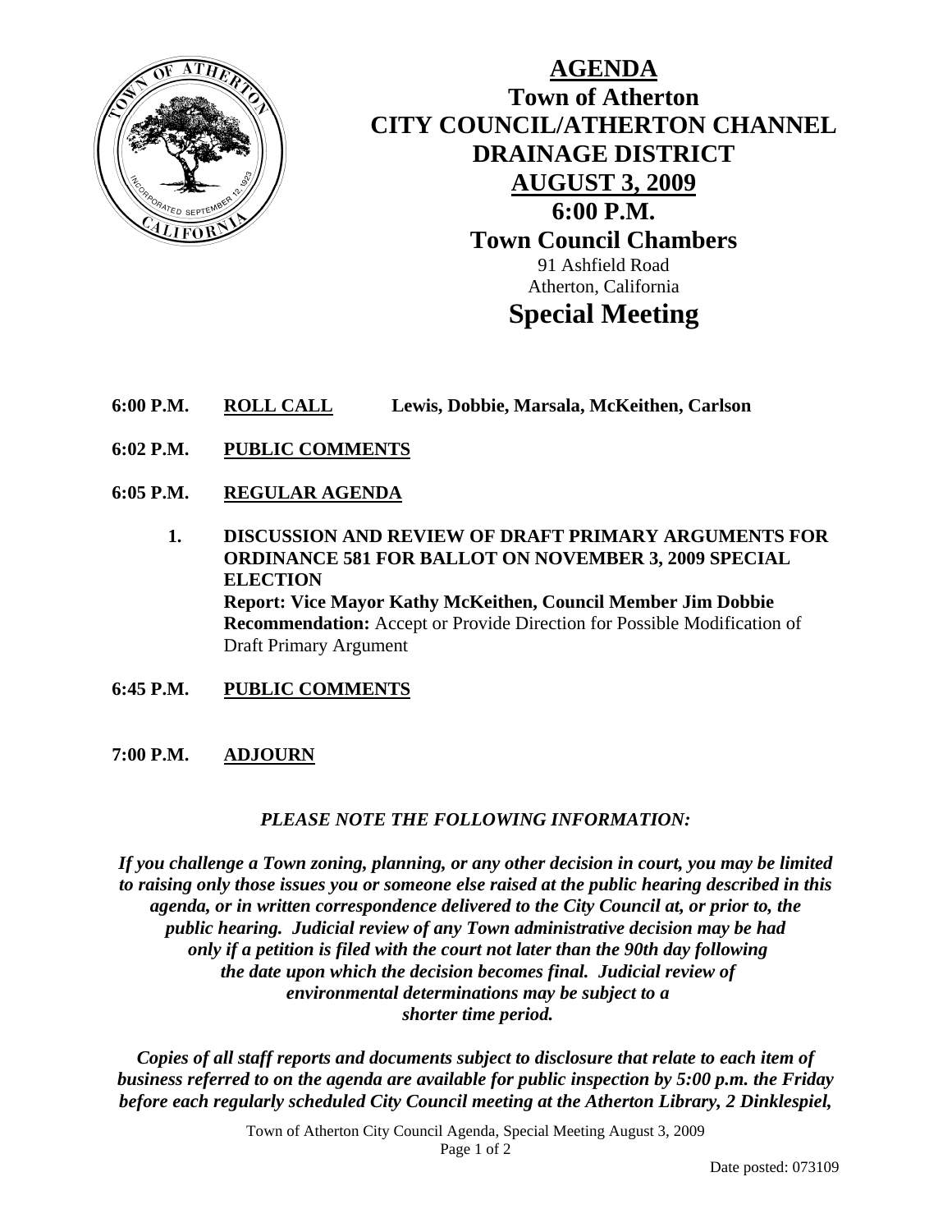# AGENDA

## Town of Atherton
## CITY COUNCIL/ATHERTON CHANNEL DRAINAGE DISTRICT
## AUGUST 3, 2009
## 6:00 P.M.
## Town Council Chambers

91 Ashfield Road
Atherton, California

# Special Meeting

**6:00 P.M.** **ROLL CALL** **Lewis, Dobbie, Marsala, McKeithen, Carlson**

**6:02 P.M.** **PUBLIC COMMENTS**

**6:05 P.M.** **REGULAR AGENDA**

1. **DISCUSSION AND REVIEW OF DRAFT PRIMARY ARGUMENTS FOR ORDINANCE 581 FOR BALLOT ON NOVEMBER 3, 2009 SPECIAL ELECTION**
   **Report: Vice Mayor Kathy McKeithen, Council Member Jim Dobbie**
   **Recommendation:** Accept or Provide Direction for Possible Modification of Draft Primary Argument

**6:45 P.M.** **PUBLIC COMMENTS**

**7:00 P.M.** **ADJOURN**

***PLEASE NOTE THE FOLLOWING INFORMATION:***

***If you challenge a Town zoning, planning, or any other decision in court, you may be limited to raising only those issues you or someone else raised at the public hearing described in this agenda, or in written correspondence delivered to the City Council at, or prior to, the public hearing. Judicial review of any Town administrative decision may be had only if a petition is filed with the court not later than the 90th day following the date upon which the decision becomes final. Judicial review of environmental determinations may be subject to a shorter time period.***

***Copies of all staff reports and documents subject to disclosure that relate to each item of business referred to on the agenda are available for public inspection by 5:00 p.m. the Friday before each regularly scheduled City Council meeting at the Atherton Library, 2 Dinklespiel,***

Date posted: 073109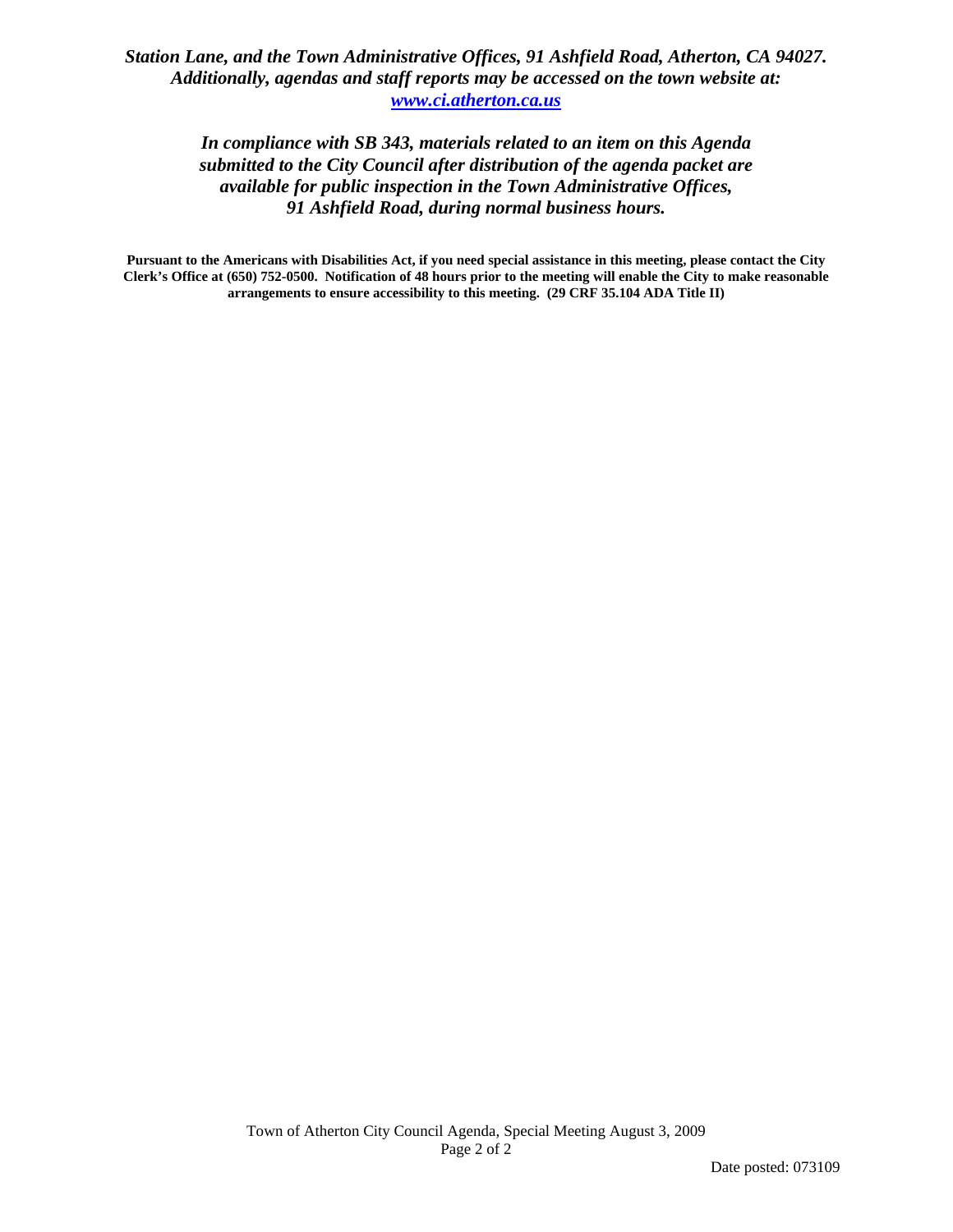***Station Lane, and the Town Administrative Offices, 91 Ashfield Road, Atherton, CA 94027. Additionally, agendas and staff reports may be accessed on the town website at: [www.ci.atherton.ca.us](http://www.ci.atherton.ca.us)***

***In compliance with SB 343, materials related to an item on this Agenda submitted to the City Council after distribution of the agenda packet are available for public inspection in the Town Administrative Offices, 91 Ashfield Road, during normal business hours.***

**Pursuant to the Americans with Disabilities Act, if you need special assistance in this meeting, please contact the City Clerk's Office at (650) 752-0500. Notification of 48 hours prior to the meeting will enable the City to make reasonable arrangements to ensure accessibility to this meeting. (29 CRF 35.104 ADA Title II)**

Date posted: 073109